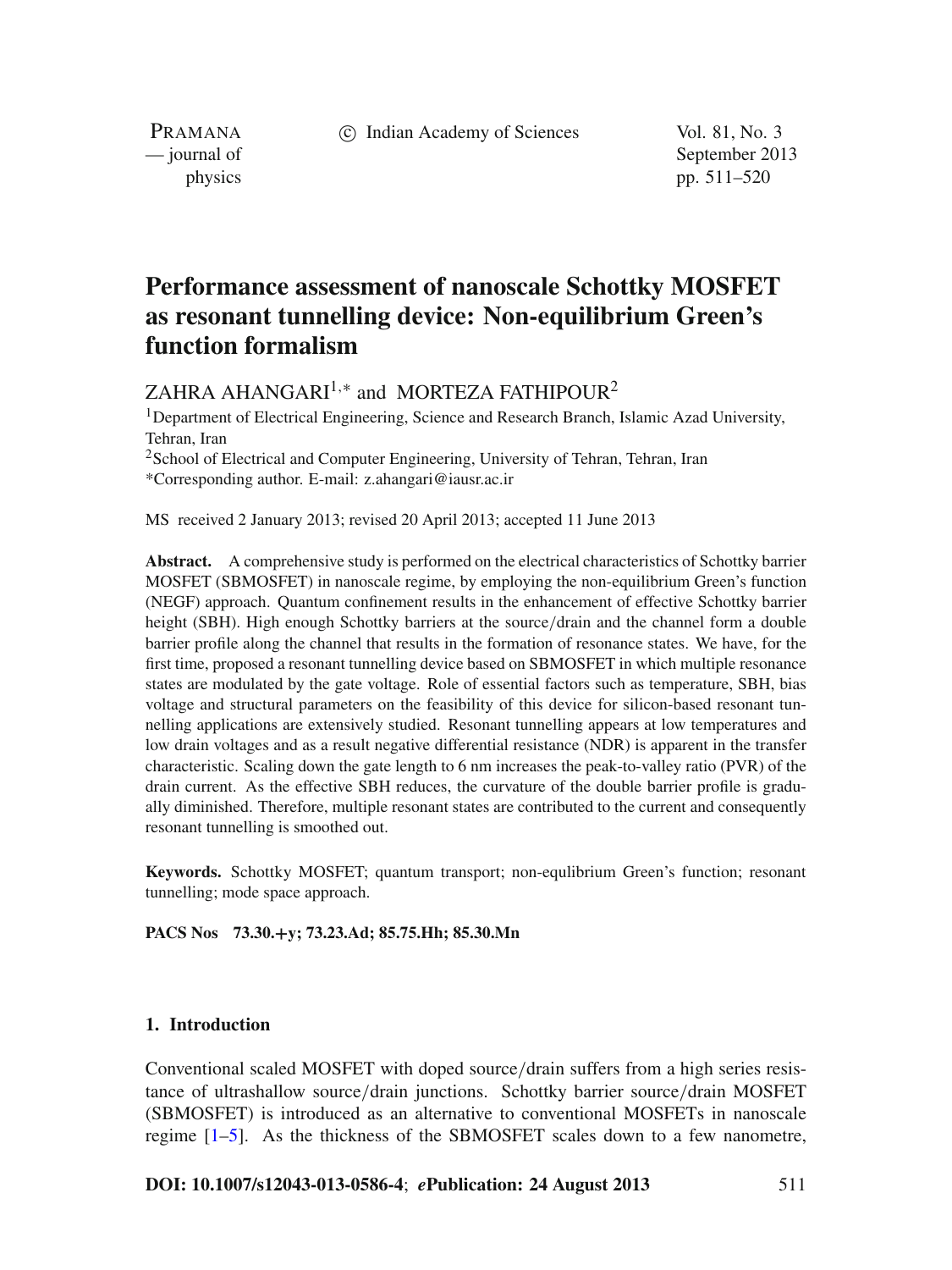# Performance assessment of nanoscale Schottky MOSFET as resonant tunnelling device: Non-equilibrium Green's function formalism

ZAHRA AHANGARI[1,*] and MORTEZA FATHIPOUR[2]

[1]Department of Electrical Engineering, Science and Research Branch, Islamic Azad University, Tehran, Iran

[2]School of Electrical and Computer Engineering, University of Tehran, Tehran, Iran

*Corresponding author. E-mail: z.ahangari@iausr.ac.ir

MS received 2 January 2013; revised 20 April 2013; accepted 11 June 2013

**Abstract.** A comprehensive study is performed on the electrical characteristics of Schottky barrier MOSFET (SBMOSFET) in nanoscale regime, by employing the non-equilibrium Green's function (NEGF) approach. Quantum confinement results in the enhancement of effective Schottky barrier height (SBH). High enough Schottky barriers at the source/drain and the channel form a double barrier profile along the channel that results in the formation of resonance states. We have, for the first time, proposed a resonant tunnelling device based on SBMOSFET in which multiple resonance states are modulated by the gate voltage. Role of essential factors such as temperature, SBH, bias voltage and structural parameters on the feasibility of this device for silicon-based resonant tunnelling applications are extensively studied. Resonant tunnelling appears at low temperatures and low drain voltages and as a result negative differential resistance (NDR) is apparent in the transfer characteristic. Scaling down the gate length to 6 nm increases the peak-to-valley ratio (PVR) of the drain current. As the effective SBH reduces, the curvature of the double barrier profile is gradually diminished. Therefore, multiple resonant states are contributed to the current and consequently resonant tunnelling is smoothed out.

**Keywords.** Schottky MOSFET; quantum transport; non-equlibrium Green's function; resonant tunnelling; mode space approach.

**PACS Nos** 73.30.+y; 73.23.Ad; 85.75.Hh; 85.30.Mn

## 1. Introduction

Conventional scaled MOSFET with doped source/drain suffers from a high series resistance of ultrashallow source/drain junctions. Schottky barrier source/drain MOSFET (SBMOSFET) is introduced as an alternative to conventional MOSFETs in nanoscale regime [1–5]. As the thickness of the SBMOSFET scales down to a few nanometre,

**DOI: 10.1007/s12043-013-0586-4**; ***e*Publication: 24 August 2013**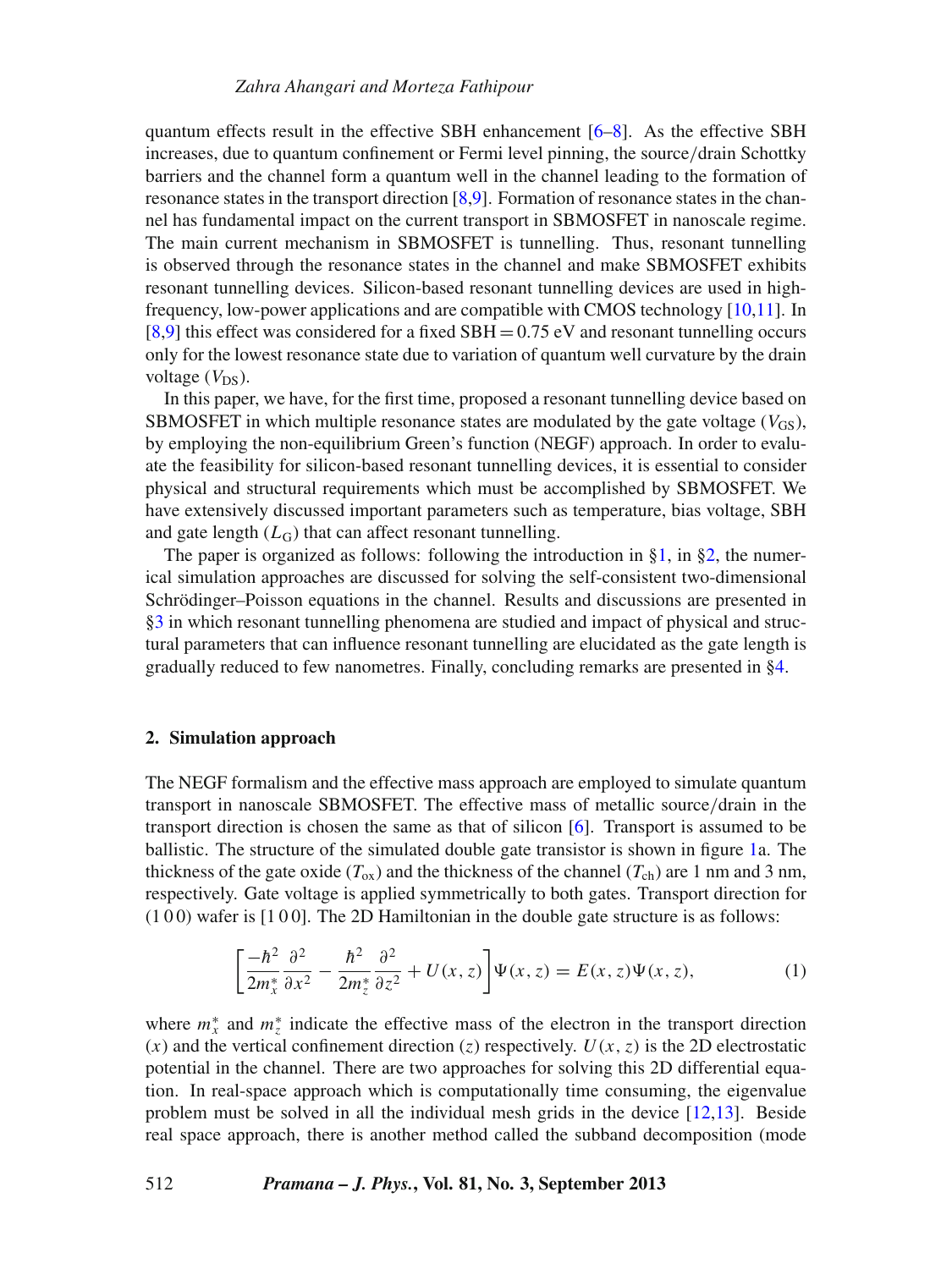quantum effects result in the effective SBH enhancement [6–8]. As the effective SBH increases, due to quantum confinement or Fermi level pinning, the source/drain Schottky barriers and the channel form a quantum well in the channel leading to the formation of resonance states in the transport direction [8,9]. Formation of resonance states in the channel has fundamental impact on the current transport in SBMOSFET in nanoscale regime. The main current mechanism in SBMOSFET is tunnelling. Thus, resonant tunnelling is observed through the resonance states in the channel and make SBMOSFET exhibits resonant tunnelling devices. Silicon-based resonant tunnelling devices are used in high-frequency, low-power applications and are compatible with CMOS technology [10,11]. In [8,9] this effect was considered for a fixed SBH = 0.75 eV and resonant tunnelling occurs only for the lowest resonance state due to variation of quantum well curvature by the drain voltage ($V_{\mathrm{DS}}$).

In this paper, we have, for the first time, proposed a resonant tunnelling device based on SBMOSFET in which multiple resonance states are modulated by the gate voltage ($V_{\mathrm{GS}}$), by employing the non-equilibrium Green's function (NEGF) approach. In order to evaluate the feasibility for silicon-based resonant tunnelling devices, it is essential to consider physical and structural requirements which must be accomplished by SBMOSFET. We have extensively discussed important parameters such as temperature, bias voltage, SBH and gate length ($L_{\mathrm{G}}$) that can affect resonant tunnelling.

The paper is organized as follows: following the introduction in §1, in §2, the numerical simulation approaches are discussed for solving the self-consistent two-dimensional Schrödinger–Poisson equations in the channel. Results and discussions are presented in §3 in which resonant tunnelling phenomena are studied and impact of physical and structural parameters that can influence resonant tunnelling are elucidated as the gate length is gradually reduced to few nanometres. Finally, concluding remarks are presented in §4.

## 2. Simulation approach

The NEGF formalism and the effective mass approach are employed to simulate quantum transport in nanoscale SBMOSFET. The effective mass of metallic source/drain in the transport direction is chosen the same as that of silicon [6]. Transport is assumed to be ballistic. The structure of the simulated double gate transistor is shown in figure 1a. The thickness of the gate oxide ($T_{\mathrm{ox}}$) and the thickness of the channel ($T_{\mathrm{ch}}$) are 1 nm and 3 nm, respectively. Gate voltage is applied symmetrically to both gates. Transport direction for (1 0 0) wafer is [1 0 0]. The 2D Hamiltonian in the double gate structure is as follows:

$$\left[\frac{-\hbar^2}{2m_x^*}\frac{\partial^2}{\partial x^2} - \frac{\hbar^2}{2m_z^*}\frac{\partial^2}{\partial z^2} + U(x,z)\right]\Psi(x,z) = E(x,z)\Psi(x,z), \tag{1}$$

where $m_x^*$ and $m_z^*$ indicate the effective mass of the electron in the transport direction ($x$) and the vertical confinement direction ($z$) respectively. $U(x, z)$ is the 2D electrostatic potential in the channel. There are two approaches for solving this 2D differential equation. In real-space approach which is computationally time consuming, the eigenvalue problem must be solved in all the individual mesh grids in the device [12,13]. Beside real space approach, there is another method called the subband decomposition (mode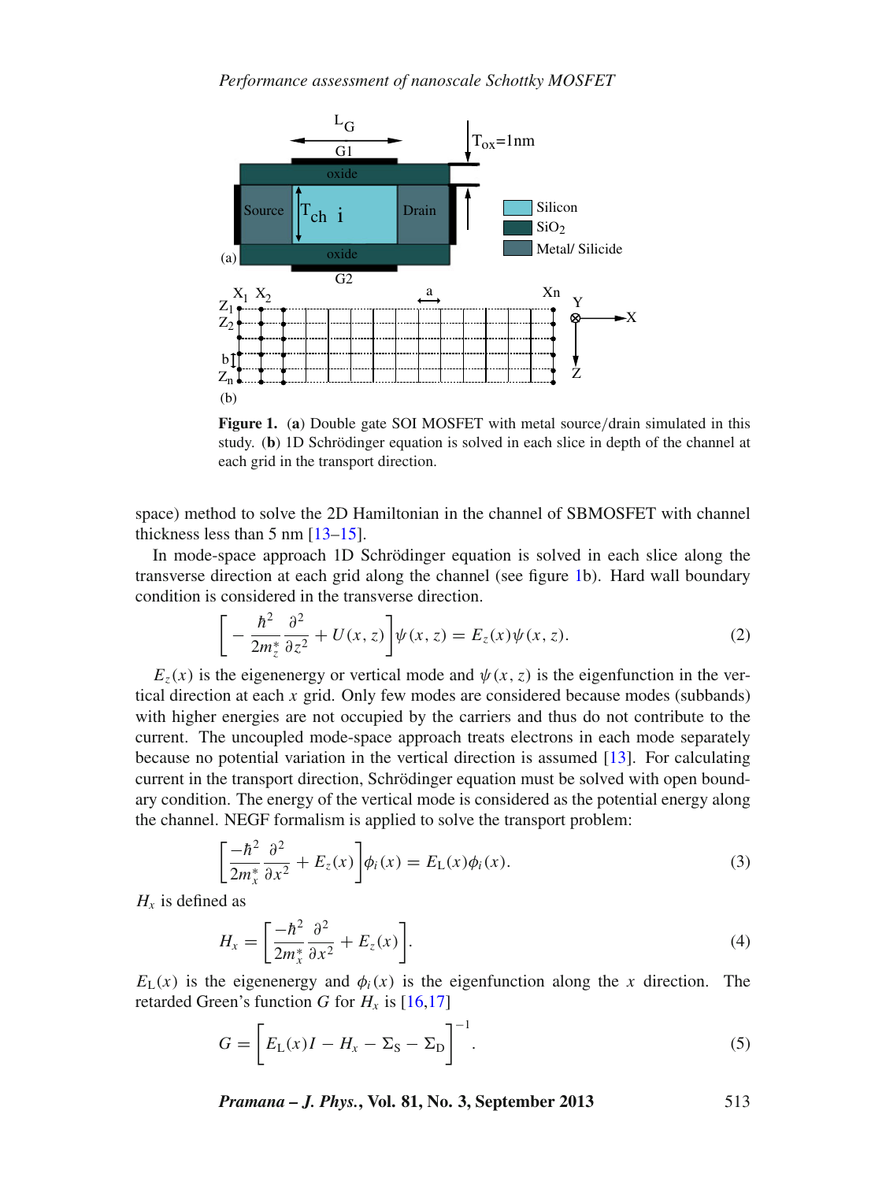**Figure 1.** (**a**) Double gate SOI MOSFET with metal source/drain simulated in this study. (**b**) 1D Schrödinger equation is solved in each slice in depth of the channel at each grid in the transport direction.

space) method to solve the 2D Hamiltonian in the channel of SBMOSFET with channel thickness less than 5 nm [13–15].

In mode-space approach 1D Schrödinger equation is solved in each slice along the transverse direction at each grid along the channel (see figure 1b). Hard wall boundary condition is considered in the transverse direction.

$$\left[-\frac{\hbar^2}{2m_z^*}\frac{\partial^2}{\partial z^2}+U(x,z)\right]\psi(x,z)=E_z(x)\psi(x,z). \tag{2}$$

$E_z(x)$ is the eigenenergy or vertical mode and $\psi(x,z)$ is the eigenfunction in the vertical direction at each $x$ grid. Only few modes are considered because modes (subbands) with higher energies are not occupied by the carriers and thus do not contribute to the current. The uncoupled mode-space approach treats electrons in each mode separately because no potential variation in the vertical direction is assumed [13]. For calculating current in the transport direction, Schrödinger equation must be solved with open boundary condition. The energy of the vertical mode is considered as the potential energy along the channel. NEGF formalism is applied to solve the transport problem:

$$\left[\frac{-\hbar^2}{2m_x^*}\frac{\partial^2}{\partial x^2}+E_z(x)\right]\phi_i(x)=E_{\mathrm{L}}(x)\phi_i(x). \tag{3}$$

$H_x$ is defined as

$$H_x=\left[\frac{-\hbar^2}{2m_x^*}\frac{\partial^2}{\partial x^2}+E_z(x)\right]. \tag{4}$$

$E_{\mathrm{L}}(x)$ is the eigenenergy and $\phi_i(x)$ is the eigenfunction along the $x$ direction. The retarded Green's function $G$ for $H_x$ is [16,17]

$$G=\left[E_{\mathrm{L}}(x)I-H_x-\Sigma_{\mathrm{S}}-\Sigma_{\mathrm{D}}\right]^{-1}. \tag{5}$$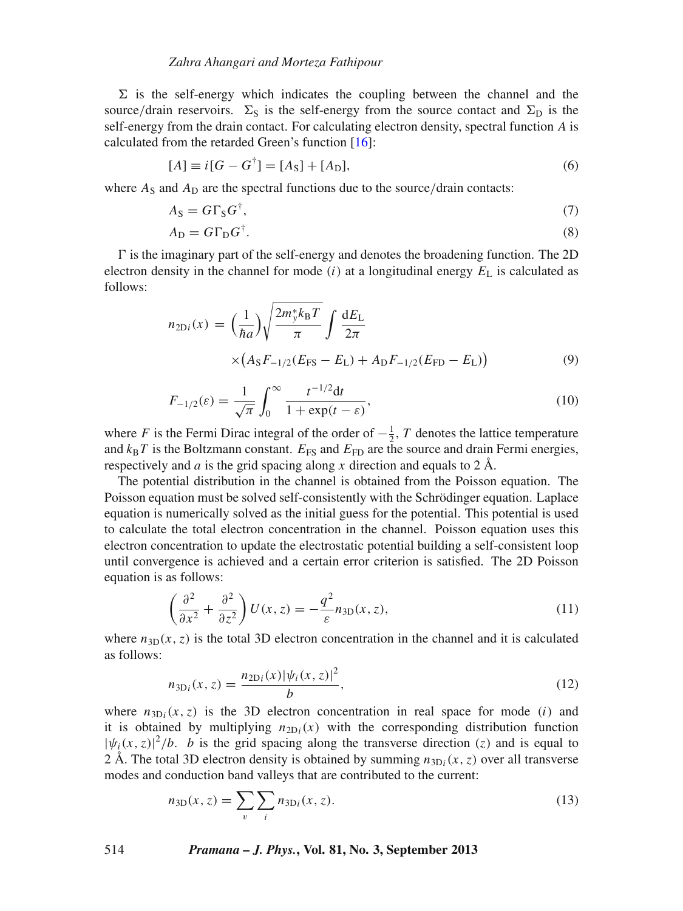$\Sigma$ is the self-energy which indicates the coupling between the channel and the source/drain reservoirs. $\Sigma_S$ is the self-energy from the source contact and $\Sigma_D$ is the self-energy from the drain contact. For calculating electron density, spectral function $A$ is calculated from the retarded Green's function [16]:

$$[A] \equiv i[G - G^{\dagger}] = [A_S] + [A_D], \tag{6}$$

where $A_S$ and $A_D$ are the spectral functions due to the source/drain contacts:

$$A_S = G\Gamma_S G^{\dagger}, \tag{7}$$

$$A_D = G\Gamma_D G^{\dagger}. \tag{8}$$

$\Gamma$ is the imaginary part of the self-energy and denotes the broadening function. The 2D electron density in the channel for mode $(i)$ at a longitudinal energy $E_L$ is calculated as follows:

$$n_{2Di}(x) = \left(\frac{1}{\hbar a}\right)\sqrt{\frac{2m_y^* k_B T}{\pi}} \int \frac{dE_L}{2\pi} \times \left(A_S F_{-1/2}(E_{FS} - E_L) + A_D F_{-1/2}(E_{FD} - E_L)\right) \tag{9}$$

$$F_{-1/2}(\varepsilon) = \frac{1}{\sqrt{\pi}} \int_0^{\infty} \frac{t^{-1/2}dt}{1 + \exp(t - \varepsilon)}, \tag{10}$$

where $F$ is the Fermi Dirac integral of the order of $-\frac{1}{2}$, $T$ denotes the lattice temperature and $k_B T$ is the Boltzmann constant. $E_{FS}$ and $E_{FD}$ are the source and drain Fermi energies, respectively and $a$ is the grid spacing along $x$ direction and equals to 2 Å.

The potential distribution in the channel is obtained from the Poisson equation. The Poisson equation must be solved self-consistently with the Schrödinger equation. Laplace equation is numerically solved as the initial guess for the potential. This potential is used to calculate the total electron concentration in the channel. Poisson equation uses this electron concentration to update the electrostatic potential building a self-consistent loop until convergence is achieved and a certain error criterion is satisfied. The 2D Poisson equation is as follows:

$$\left(\frac{\partial^2}{\partial x^2} + \frac{\partial^2}{\partial z^2}\right) U(x, z) = -\frac{q^2}{\varepsilon} n_{3D}(x, z), \tag{11}$$

where $n_{3D}(x, z)$ is the total 3D electron concentration in the channel and it is calculated as follows:

$$n_{3Di}(x, z) = \frac{n_{2Di}(x)|\psi_i(x, z)|^2}{b}, \tag{12}$$

where $n_{3Di}(x, z)$ is the 3D electron concentration in real space for mode $(i)$ and it is obtained by multiplying $n_{2Di}(x)$ with the corresponding distribution function $|\psi_i(x, z)|^2/b$. $b$ is the grid spacing along the transverse direction $(z)$ and is equal to 2 Å. The total 3D electron density is obtained by summing $n_{3Di}(x, z)$ over all transverse modes and conduction band valleys that are contributed to the current:

$$n_{3D}(x, z) = \sum_v \sum_i n_{3Di}(x, z). \tag{13}$$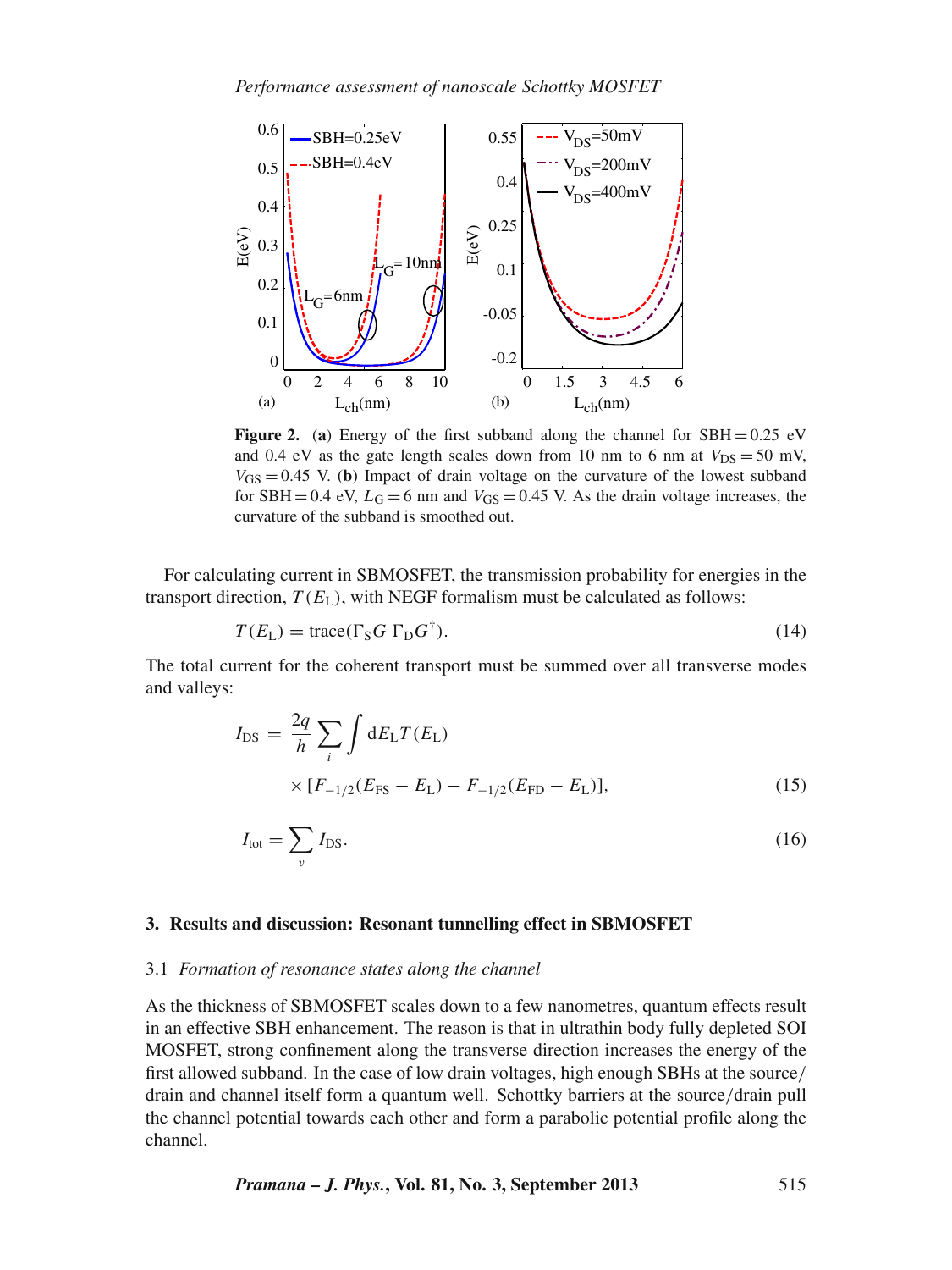**Figure 2.** (**a**) Energy of the first subband along the channel for SBH = 0.25 eV and 0.4 eV as the gate length scales down from 10 nm to 6 nm at $V_{DS} = 50$ mV, $V_{GS} = 0.45$ V. (**b**) Impact of drain voltage on the curvature of the lowest subband for SBH = 0.4 eV, $L_G = 6$ nm and $V_{GS} = 0.45$ V. As the drain voltage increases, the curvature of the subband is smoothed out.

For calculating current in SBMOSFET, the transmission probability for energies in the transport direction, $T(E_L)$, with NEGF formalism must be calculated as follows:

$$T(E_L) = \text{trace}(\Gamma_S G \, \Gamma_D G^{\dagger}). \tag{14}$$

The total current for the coherent transport must be summed over all transverse modes and valleys:

$$I_{DS} = \frac{2q}{h} \sum_i \int dE_L T(E_L) \times [F_{-1/2}(E_{FS} - E_L) - F_{-1/2}(E_{FD} - E_L)], \tag{15}$$

$$I_{tot} = \sum_v I_{DS}. \tag{16}$$

## 3. Results and discussion: Resonant tunnelling effect in SBMOSFET

### 3.1 *Formation of resonance states along the channel*

As the thickness of SBMOSFET scales down to a few nanometres, quantum effects result in an effective SBH enhancement. The reason is that in ultrathin body fully depleted SOI MOSFET, strong confinement along the transverse direction increases the energy of the first allowed subband. In the case of low drain voltages, high enough SBHs at the source/drain and channel itself form a quantum well. Schottky barriers at the source/drain pull the channel potential towards each other and form a parabolic potential profile along the channel.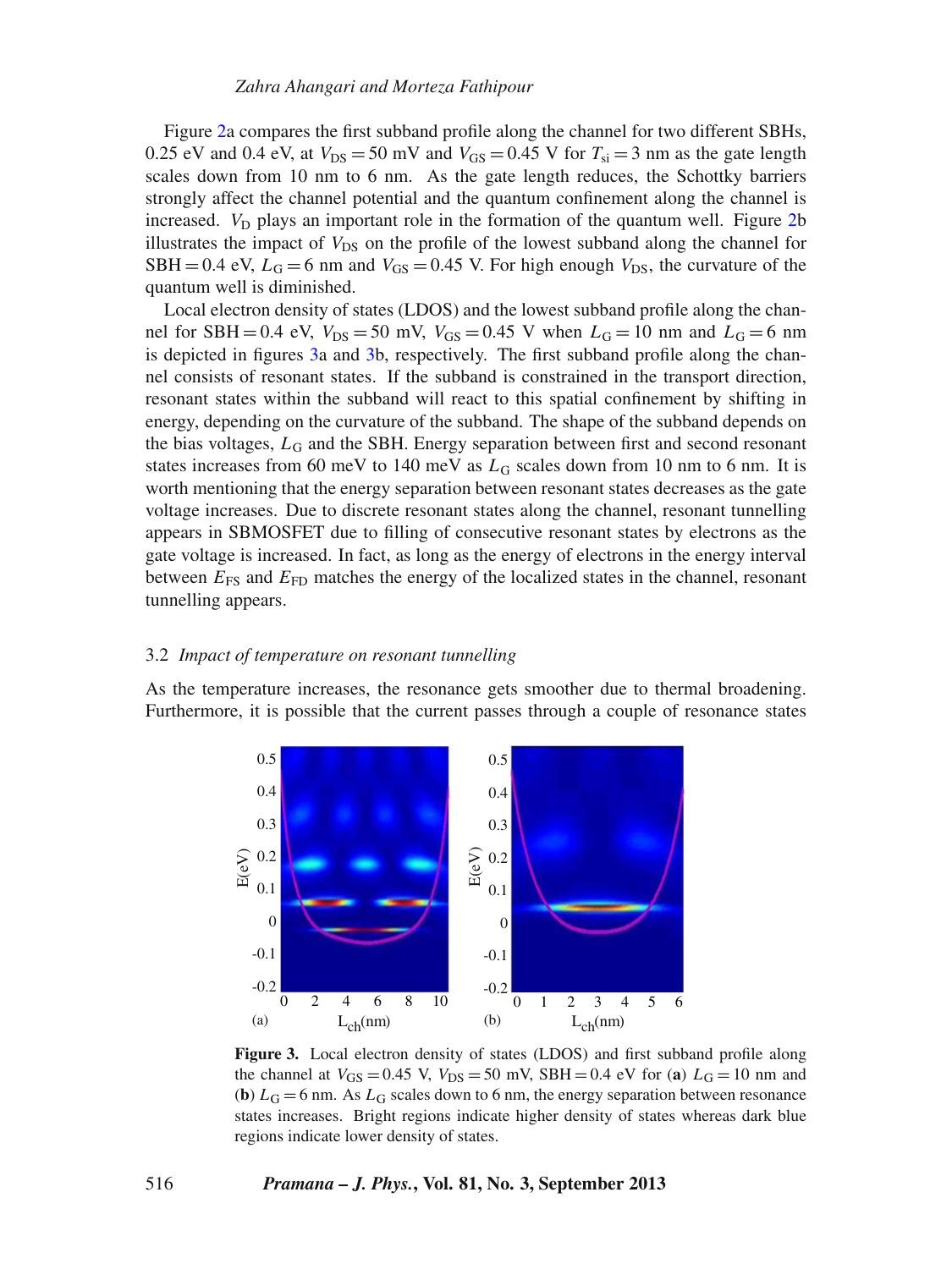Figure 2a compares the first subband profile along the channel for two different SBHs, 0.25 eV and 0.4 eV, at $V_{DS} = 50$ mV and $V_{GS} = 0.45$ V for $T_{si} = 3$ nm as the gate length scales down from 10 nm to 6 nm. As the gate length reduces, the Schottky barriers strongly affect the channel potential and the quantum confinement along the channel is increased. $V_D$ plays an important role in the formation of the quantum well. Figure 2b illustrates the impact of $V_{DS}$ on the profile of the lowest subband along the channel for SBH = 0.4 eV, $L_G = 6$ nm and $V_{GS} = 0.45$ V. For high enough $V_{DS}$, the curvature of the quantum well is diminished.

Local electron density of states (LDOS) and the lowest subband profile along the channel for SBH = 0.4 eV, $V_{DS} = 50$ mV, $V_{GS} = 0.45$ V when $L_G = 10$ nm and $L_G = 6$ nm is depicted in figures 3a and 3b, respectively. The first subband profile along the channel consists of resonant states. If the subband is constrained in the transport direction, resonant states within the subband will react to this spatial confinement by shifting in energy, depending on the curvature of the subband. The shape of the subband depends on the bias voltages, $L_G$ and the SBH. Energy separation between first and second resonant states increases from 60 meV to 140 meV as $L_G$ scales down from 10 nm to 6 nm. It is worth mentioning that the energy separation between resonant states decreases as the gate voltage increases. Due to discrete resonant states along the channel, resonant tunnelling appears in SBMOSFET due to filling of consecutive resonant states by electrons as the gate voltage is increased. In fact, as long as the energy of electrons in the energy interval between $E_{FS}$ and $E_{FD}$ matches the energy of the localized states in the channel, resonant tunnelling appears.

### 3.2 *Impact of temperature on resonant tunnelling*

As the temperature increases, the resonance gets smoother due to thermal broadening. Furthermore, it is possible that the current passes through a couple of resonance states

**Figure 3.** Local electron density of states (LDOS) and first subband profile along the channel at $V_{GS} = 0.45$ V, $V_{DS} = 50$ mV, SBH = 0.4 eV for (**a**) $L_G = 10$ nm and (**b**) $L_G = 6$ nm. As $L_G$ scales down to 6 nm, the energy separation between resonance states increases. Bright regions indicate higher density of states whereas dark blue regions indicate lower density of states.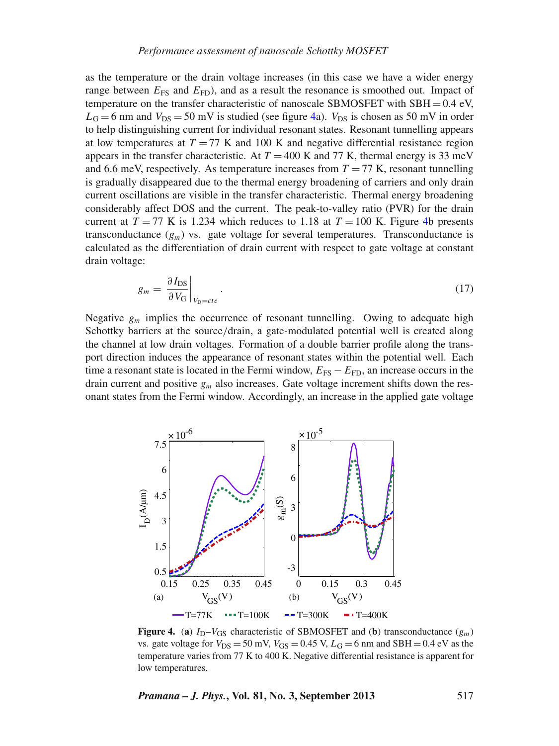as the temperature or the drain voltage increases (in this case we have a wider energy range between $E_{FS}$ and $E_{FD}$), and as a result the resonance is smoothed out. Impact of temperature on the transfer characteristic of nanoscale SBMOSFET with SBH = 0.4 eV, $L_G = 6$ nm and $V_{DS} = 50$ mV is studied (see figure 4a). $V_{DS}$ is chosen as 50 mV in order to help distinguishing current for individual resonant states. Resonant tunnelling appears at low temperatures at $T = 77$ K and 100 K and negative differential resistance region appears in the transfer characteristic. At $T = 400$ K and 77 K, thermal energy is 33 meV and 6.6 meV, respectively. As temperature increases from $T = 77$ K, resonant tunnelling is gradually disappeared due to the thermal energy broadening of carriers and only drain current oscillations are visible in the transfer characteristic. Thermal energy broadening considerably affect DOS and the current. The peak-to-valley ratio (PVR) for the drain current at $T = 77$ K is 1.234 which reduces to 1.18 at $T = 100$ K. Figure 4b presents transconductance ($g_m$) vs. gate voltage for several temperatures. Transconductance is calculated as the differentiation of drain current with respect to gate voltage at constant drain voltage:

$$g_m = \left. \frac{\partial I_{DS}}{\partial V_G} \right|_{V_D = cte}. \tag{17}$$

Negative $g_m$ implies the occurrence of resonant tunnelling. Owing to adequate high Schottky barriers at the source/drain, a gate-modulated potential well is created along the channel at low drain voltages. Formation of a double barrier profile along the transport direction induces the appearance of resonant states within the potential well. Each time a resonant state is located in the Fermi window, $E_{FS} - E_{FD}$, an increase occurs in the drain current and positive $g_m$ also increases. Gate voltage increment shifts down the resonant states from the Fermi window. Accordingly, an increase in the applied gate voltage

**Figure 4.** (**a**) $I_D$–$V_{GS}$ characteristic of SBMOSFET and (**b**) transconductance ($g_m$) vs. gate voltage for $V_{DS} = 50$ mV, $V_{GS} = 0.45$ V, $L_G = 6$ nm and SBH = 0.4 eV as the temperature varies from 77 K to 400 K. Negative differential resistance is apparent for low temperatures.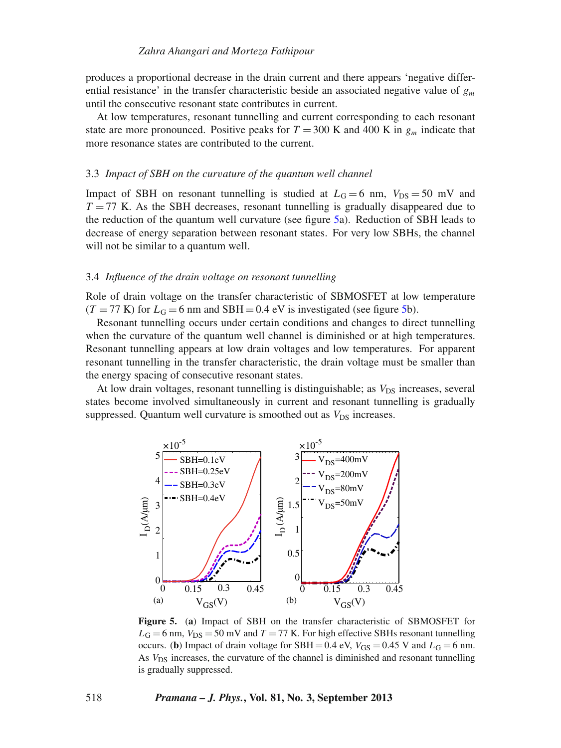produces a proportional decrease in the drain current and there appears 'negative differential resistance' in the transfer characteristic beside an associated negative value of $g_m$ until the consecutive resonant state contributes in current.

At low temperatures, resonant tunnelling and current corresponding to each resonant state are more pronounced. Positive peaks for $T = 300$ K and 400 K in $g_m$ indicate that more resonance states are contributed to the current.

### 3.3 *Impact of SBH on the curvature of the quantum well channel*

Impact of SBH on resonant tunnelling is studied at $L_G = 6$ nm, $V_{DS} = 50$ mV and $T = 77$ K. As the SBH decreases, resonant tunnelling is gradually disappeared due to the reduction of the quantum well curvature (see figure 5a). Reduction of SBH leads to decrease of energy separation between resonant states. For very low SBHs, the channel will not be similar to a quantum well.

### 3.4 *Influence of the drain voltage on resonant tunnelling*

Role of drain voltage on the transfer characteristic of SBMOSFET at low temperature ($T = 77$ K) for $L_G = 6$ nm and SBH $= 0.4$ eV is investigated (see figure 5b).

Resonant tunnelling occurs under certain conditions and changes to direct tunnelling when the curvature of the quantum well channel is diminished or at high temperatures. Resonant tunnelling appears at low drain voltages and low temperatures. For apparent resonant tunnelling in the transfer characteristic, the drain voltage must be smaller than the energy spacing of consecutive resonant states.

At low drain voltages, resonant tunnelling is distinguishable; as $V_{DS}$ increases, several states become involved simultaneously in current and resonant tunnelling is gradually suppressed. Quantum well curvature is smoothed out as $V_{DS}$ increases.

**Figure 5.** (**a**) Impact of SBH on the transfer characteristic of SBMOSFET for $L_G = 6$ nm, $V_{DS} = 50$ mV and $T = 77$ K. For high effective SBHs resonant tunnelling occurs. (**b**) Impact of drain voltage for SBH $= 0.4$ eV, $V_{GS} = 0.45$ V and $L_G = 6$ nm. As $V_{DS}$ increases, the curvature of the channel is diminished and resonant tunnelling is gradually suppressed.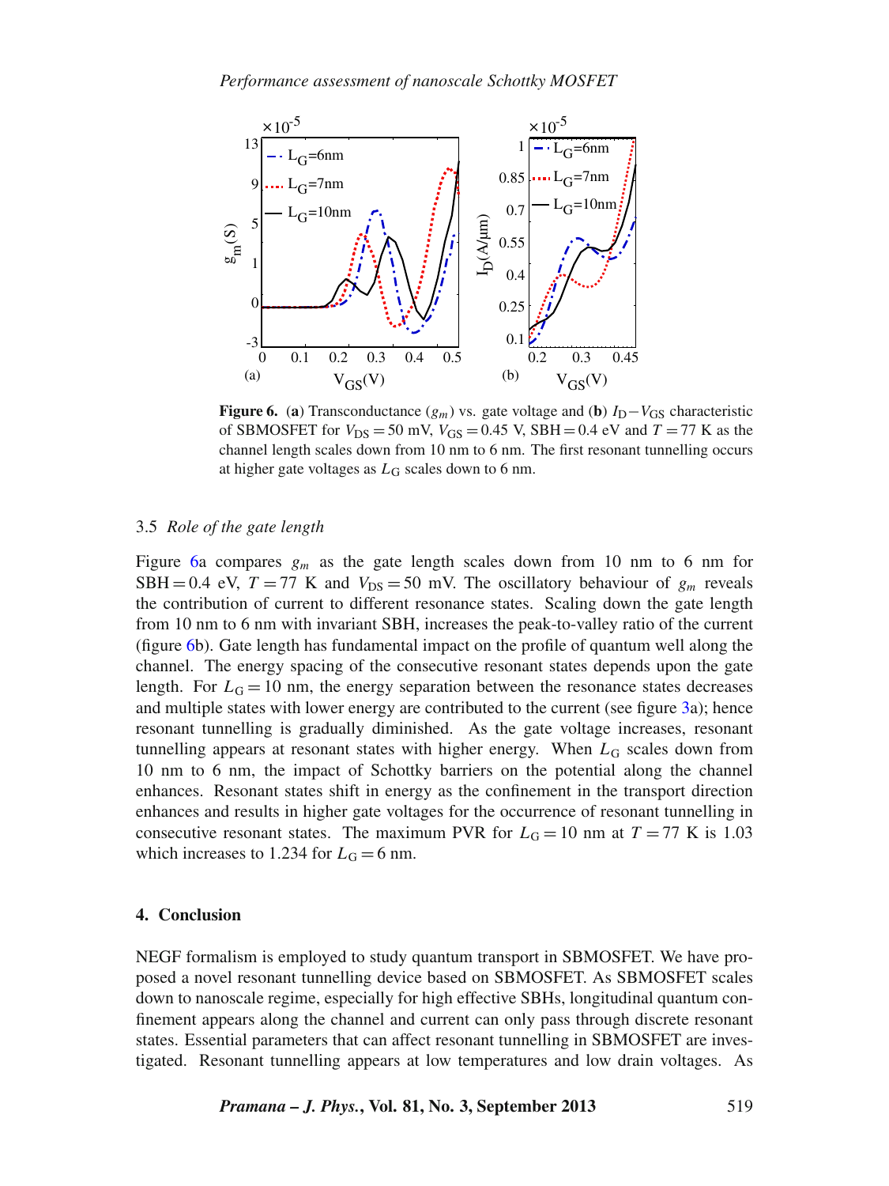**Figure 6.** (**a**) Transconductance ($g_m$) vs. gate voltage and (**b**) $I_D - V_{GS}$ characteristic of SBMOSFET for $V_{DS} = 50$ mV, $V_{GS} = 0.45$ V, SBH = 0.4 eV and $T = 77$ K as the channel length scales down from 10 nm to 6 nm. The first resonant tunnelling occurs at higher gate voltages as $L_G$ scales down to 6 nm.

### 3.5 *Role of the gate length*

Figure 6a compares $g_m$ as the gate length scales down from 10 nm to 6 nm for SBH = 0.4 eV, $T = 77$ K and $V_{DS} = 50$ mV. The oscillatory behaviour of $g_m$ reveals the contribution of current to different resonance states. Scaling down the gate length from 10 nm to 6 nm with invariant SBH, increases the peak-to-valley ratio of the current (figure 6b). Gate length has fundamental impact on the profile of quantum well along the channel. The energy spacing of the consecutive resonant states depends upon the gate length. For $L_G = 10$ nm, the energy separation between the resonance states decreases and multiple states with lower energy are contributed to the current (see figure 3a); hence resonant tunnelling is gradually diminished. As the gate voltage increases, resonant tunnelling appears at resonant states with higher energy. When $L_G$ scales down from 10 nm to 6 nm, the impact of Schottky barriers on the potential along the channel enhances. Resonant states shift in energy as the confinement in the transport direction enhances and results in higher gate voltages for the occurrence of resonant tunnelling in consecutive resonant states. The maximum PVR for $L_G = 10$ nm at $T = 77$ K is 1.03 which increases to 1.234 for $L_G = 6$ nm.

## 4. Conclusion

NEGF formalism is employed to study quantum transport in SBMOSFET. We have proposed a novel resonant tunnelling device based on SBMOSFET. As SBMOSFET scales down to nanoscale regime, especially for high effective SBHs, longitudinal quantum confinement appears along the channel and current can only pass through discrete resonant states. Essential parameters that can affect resonant tunnelling in SBMOSFET are investigated. Resonant tunnelling appears at low temperatures and low drain voltages. As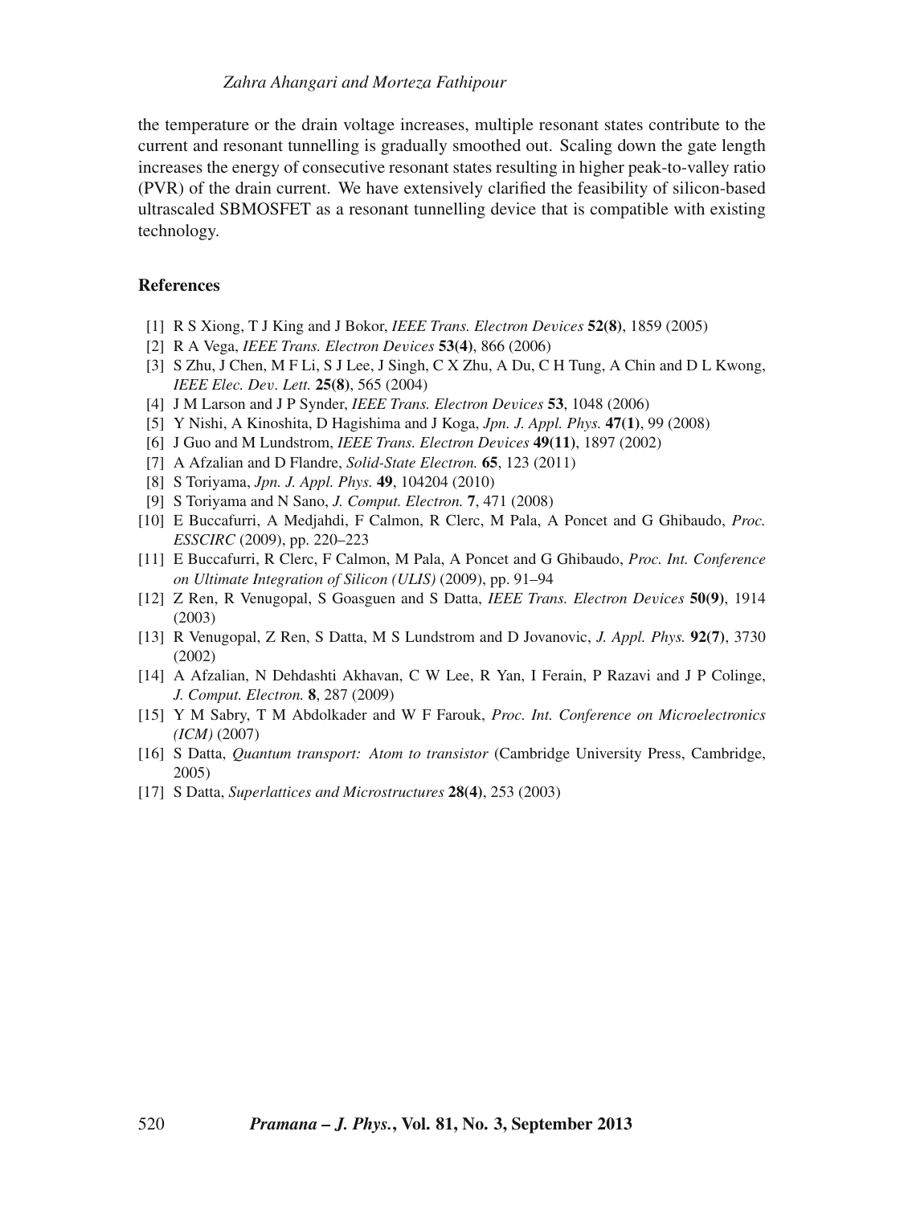the temperature or the drain voltage increases, multiple resonant states contribute to the current and resonant tunnelling is gradually smoothed out. Scaling down the gate length increases the energy of consecutive resonant states resulting in higher peak-to-valley ratio (PVR) of the drain current. We have extensively clarified the feasibility of silicon-based ultrascaled SBMOSFET as a resonant tunnelling device that is compatible with existing technology.

## References

[1] R S Xiong, T J King and J Bokor, *IEEE Trans. Electron Devices* **52(8)**, 1859 (2005)

[2] R A Vega, *IEEE Trans. Electron Devices* **53(4)**, 866 (2006)

[3] S Zhu, J Chen, M F Li, S J Lee, J Singh, C X Zhu, A Du, C H Tung, A Chin and D L Kwong, *IEEE Elec. Dev. Lett.* **25(8)**, 565 (2004)

[4] J M Larson and J P Synder, *IEEE Trans. Electron Devices* **53**, 1048 (2006)

[5] Y Nishi, A Kinoshita, D Hagishima and J Koga, *Jpn. J. Appl. Phys.* **47(1)**, 99 (2008)

[6] J Guo and M Lundstrom, *IEEE Trans. Electron Devices* **49(11)**, 1897 (2002)

[7] A Afzalian and D Flandre, *Solid-State Electron.* **65**, 123 (2011)

[8] S Toriyama, *Jpn. J. Appl. Phys.* **49**, 104204 (2010)

[9] S Toriyama and N Sano, *J. Comput. Electron.* **7**, 471 (2008)

[10] E Buccafurri, A Medjahdi, F Calmon, R Clerc, M Pala, A Poncet and G Ghibaudo, *Proc. ESSCIRC* (2009), pp. 220–223

[11] E Buccafurri, R Clerc, F Calmon, M Pala, A Poncet and G Ghibaudo, *Proc. Int. Conference on Ultimate Integration of Silicon (ULIS)* (2009), pp. 91–94

[12] Z Ren, R Venugopal, S Goasguen and S Datta, *IEEE Trans. Electron Devices* **50(9)**, 1914 (2003)

[13] R Venugopal, Z Ren, S Datta, M S Lundstrom and D Jovanovic, *J. Appl. Phys.* **92(7)**, 3730 (2002)

[14] A Afzalian, N Dehdashti Akhavan, C W Lee, R Yan, I Ferain, P Razavi and J P Colinge, *J. Comput. Electron.* **8**, 287 (2009)

[15] Y M Sabry, T M Abdolkader and W F Farouk, *Proc. Int. Conference on Microelectronics (ICM)* (2007)

[16] S Datta, *Quantum transport: Atom to transistor* (Cambridge University Press, Cambridge, 2005)

[17] S Datta, *Superlattices and Microstructures* **28(4)**, 253 (2003)